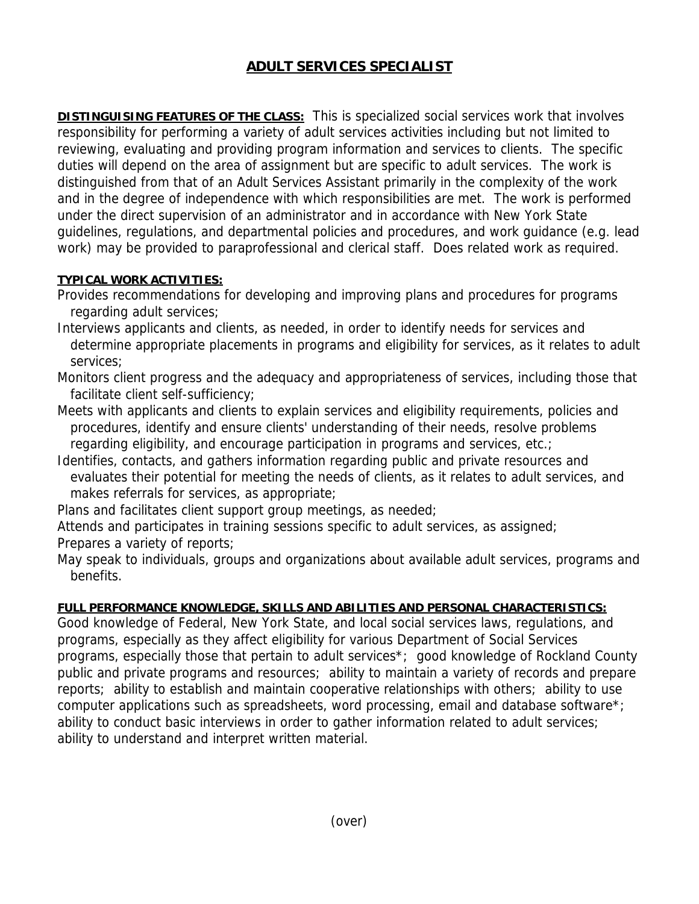# ADULT SERVICES SPECIALIST

**DISTINGUISHING FEATURES OF THE CLASS:** This is specialized social services work that involves responsibility for performing a variety of adult services activities including but not limited to reviewing, evaluating and providing program information and services to clients. The specific duties will depend on the area of assignment but are specific to adult services. The work is distinguished from that of an Adult Services Assistant primarily in the complexity of the work and in the degree of independence with which responsibilities are met. The work is performed under the direct supervision of an administrator and in accordance with New York State guidelines, regulations, and departmental policies and procedures, and work guidance (e.g. lead work) may be provided to paraprofessional and clerical staff. Does related work as required.

**TYPICAL WORK ACTIVITIES:**

Provides recommendations for developing and improving plans and procedures for programs regarding adult services;

Interviews applicants and clients, as needed, in order to identify needs for services and determine appropriate placements in programs and eligibility for services, as it relates to adult services;

Monitors client progress and the adequacy and appropriateness of services, including those that facilitate client self-sufficiency;

Meets with applicants and clients to explain services and eligibility requirements, policies and procedures, identify and ensure clients' understanding of their needs, resolve problems regarding eligibility, and encourage participation in programs and services, etc.;

Identifies, contacts, and gathers information regarding public and private resources and evaluates their potential for meeting the needs of clients, as it relates to adult services, and makes referrals for services, as appropriate;

Plans and facilitates client support group meetings, as needed;

Attends and participates in training sessions specific to adult services, as assigned;

Prepares a variety of reports;

May speak to individuals, groups and organizations about available adult services, programs and benefits.

**FULL PERFORMANCE KNOWLEDGE, SKILLS AND ABILITIES AND PERSONAL CHARACTERISTICS:**

Good knowledge of Federal, New York State, and local social services laws, regulations, and programs, especially as they affect eligibility for various Department of Social Services programs, especially those that pertain to adult services*; good knowledge of Rockland County public and private programs and resources; ability to maintain a variety of records and prepare reports; ability to establish and maintain cooperative relationships with others; ability to use computer applications such as spreadsheets, word processing, email and database software*; ability to conduct basic interviews in order to gather information related to adult services; ability to understand and interpret written material.

(over)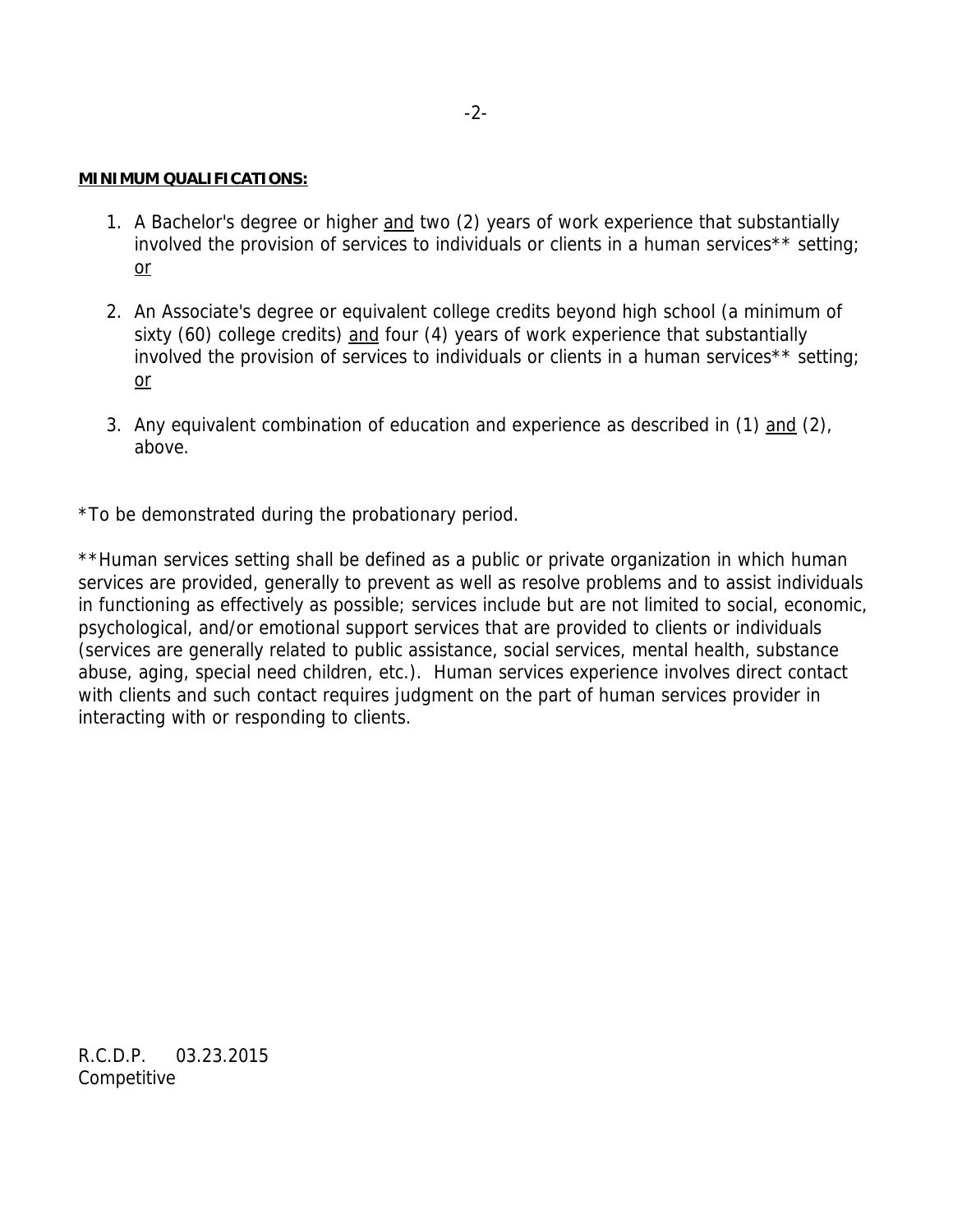**MINIMUM QUALIFICATIONS:**

1. A Bachelor's degree or higher and two (2) years of work experience that substantially involved the provision of services to individuals or clients in a human services** setting; or
2. An Associate's degree or equivalent college credits beyond high school (a minimum of sixty (60) college credits) and four (4) years of work experience that substantially involved the provision of services to individuals or clients in a human services** setting; or
3. Any equivalent combination of education and experience as described in (1) and (2), above.

*To be demonstrated during the probationary period.

**Human services setting shall be defined as a public or private organization in which human services are provided, generally to prevent as well as resolve problems and to assist individuals in functioning as effectively as possible; services include but are not limited to social, economic, psychological, and/or emotional support services that are provided to clients or individuals (services are generally related to public assistance, social services, mental health, substance abuse, aging, special need children, etc.). Human services experience involves direct contact with clients and such contact requires judgment on the part of human services provider in interacting with or responding to clients.

R.C.D.P. 03.23.2015
Competitive